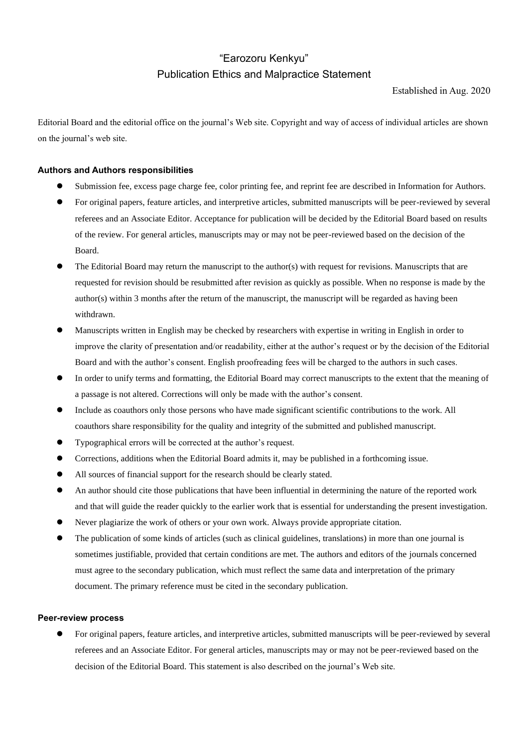# "Earozoru Kenkyu"
# Publication Ethics and Malpractice Statement

Established in Aug. 2020

Editorial Board and the editorial office on the journal's Web site. Copyright and way of access of individual articles are shown on the journal's web site.

### Authors and Authors responsibilities

- Submission fee, excess page charge fee, color printing fee, and reprint fee are described in Information for Authors.
- For original papers, feature articles, and interpretive articles, submitted manuscripts will be peer-reviewed by several referees and an Associate Editor. Acceptance for publication will be decided by the Editorial Board based on results of the review. For general articles, manuscripts may or may not be peer-reviewed based on the decision of the Board.
- The Editorial Board may return the manuscript to the author(s) with request for revisions. Manuscripts that are requested for revision should be resubmitted after revision as quickly as possible. When no response is made by the author(s) within 3 months after the return of the manuscript, the manuscript will be regarded as having been withdrawn.
- Manuscripts written in English may be checked by researchers with expertise in writing in English in order to improve the clarity of presentation and/or readability, either at the author's request or by the decision of the Editorial Board and with the author's consent. English proofreading fees will be charged to the authors in such cases.
- In order to unify terms and formatting, the Editorial Board may correct manuscripts to the extent that the meaning of a passage is not altered. Corrections will only be made with the author's consent.
- Include as coauthors only those persons who have made significant scientific contributions to the work. All coauthors share responsibility for the quality and integrity of the submitted and published manuscript.
- Typographical errors will be corrected at the author's request.
- Corrections, additions when the Editorial Board admits it, may be published in a forthcoming issue.
- All sources of financial support for the research should be clearly stated.
- An author should cite those publications that have been influential in determining the nature of the reported work and that will guide the reader quickly to the earlier work that is essential for understanding the present investigation.
- Never plagiarize the work of others or your own work. Always provide appropriate citation.
- The publication of some kinds of articles (such as clinical guidelines, translations) in more than one journal is sometimes justifiable, provided that certain conditions are met. The authors and editors of the journals concerned must agree to the secondary publication, which must reflect the same data and interpretation of the primary document. The primary reference must be cited in the secondary publication.

### Peer-review process

- For original papers, feature articles, and interpretive articles, submitted manuscripts will be peer-reviewed by several referees and an Associate Editor. For general articles, manuscripts may or may not be peer-reviewed based on the decision of the Editorial Board. This statement is also described on the journal's Web site.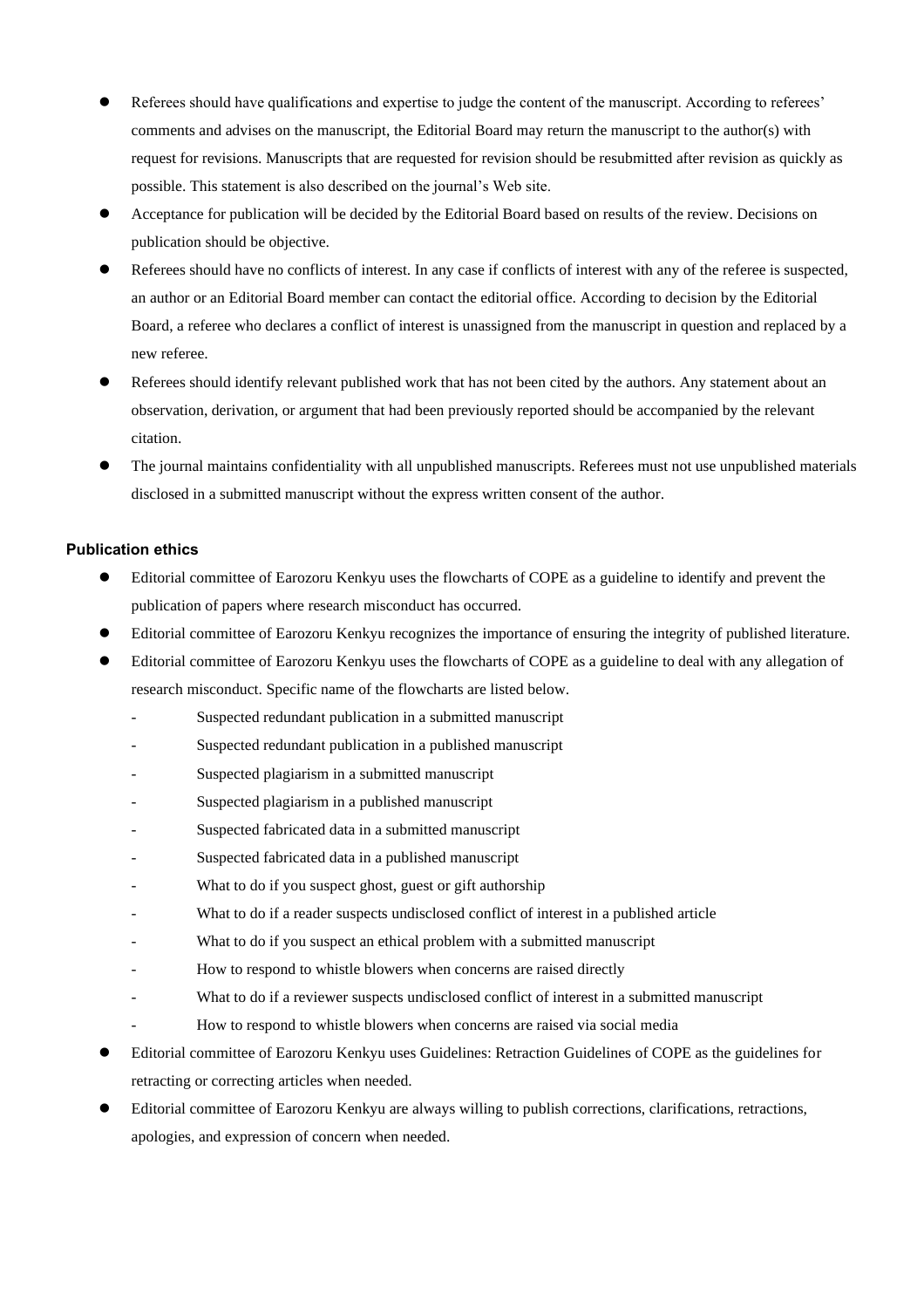- Referees should have qualifications and expertise to judge the content of the manuscript. According to referees' comments and advises on the manuscript, the Editorial Board may return the manuscript to the author(s) with request for revisions. Manuscripts that are requested for revision should be resubmitted after revision as quickly as possible. This statement is also described on the journal's Web site.
- Acceptance for publication will be decided by the Editorial Board based on results of the review. Decisions on publication should be objective.
- Referees should have no conflicts of interest. In any case if conflicts of interest with any of the referee is suspected, an author or an Editorial Board member can contact the editorial office. According to decision by the Editorial Board, a referee who declares a conflict of interest is unassigned from the manuscript in question and replaced by a new referee.
- Referees should identify relevant published work that has not been cited by the authors. Any statement about an observation, derivation, or argument that had been previously reported should be accompanied by the relevant citation.
- The journal maintains confidentiality with all unpublished manuscripts. Referees must not use unpublished materials disclosed in a submitted manuscript without the express written consent of the author.

**Publication ethics**

- Editorial committee of Earozoru Kenkyu uses the flowcharts of COPE as a guideline to identify and prevent the publication of papers where research misconduct has occurred.
- Editorial committee of Earozoru Kenkyu recognizes the importance of ensuring the integrity of published literature.
- Editorial committee of Earozoru Kenkyu uses the flowcharts of COPE as a guideline to deal with any allegation of research misconduct. Specific name of the flowcharts are listed below.
    - Suspected redundant publication in a submitted manuscript
    - Suspected redundant publication in a published manuscript
    - Suspected plagiarism in a submitted manuscript
    - Suspected plagiarism in a published manuscript
    - Suspected fabricated data in a submitted manuscript
    - Suspected fabricated data in a published manuscript
    - What to do if you suspect ghost, guest or gift authorship
    - What to do if a reader suspects undisclosed conflict of interest in a published article
    - What to do if you suspect an ethical problem with a submitted manuscript
    - How to respond to whistle blowers when concerns are raised directly
    - What to do if a reviewer suspects undisclosed conflict of interest in a submitted manuscript
    - How to respond to whistle blowers when concerns are raised via social media
- Editorial committee of Earozoru Kenkyu uses Guidelines: Retraction Guidelines of COPE as the guidelines for retracting or correcting articles when needed.
- Editorial committee of Earozoru Kenkyu are always willing to publish corrections, clarifications, retractions, apologies, and expression of concern when needed.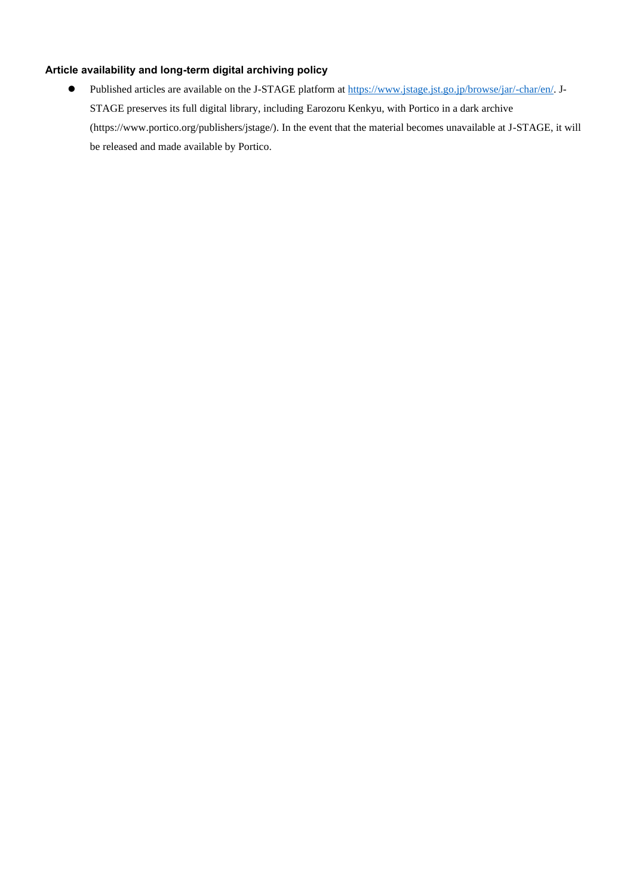### Article availability and long-term digital archiving policy

- Published articles are available on the J-STAGE platform at https://www.jstage.jst.go.jp/browse/jar/-char/en/. J-STAGE preserves its full digital library, including Earozoru Kenkyu, with Portico in a dark archive (https://www.portico.org/publishers/jstage/). In the event that the material becomes unavailable at J-STAGE, it will be released and made available by Portico.